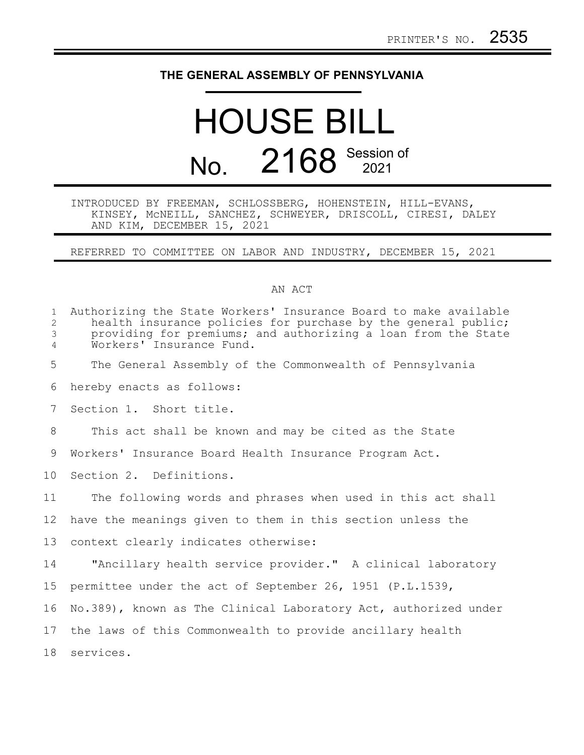PRINTER'S NO. 2535

**THE GENERAL ASSEMBLY OF PENNSYLVANIA**

# HOUSE BILL

## No. 2168 Session of 2021

INTRODUCED BY FREEMAN, SCHLOSSBERG, HOHENSTEIN, HILL-EVANS, KINSEY, McNEILL, SANCHEZ, SCHWEYER, DRISCOLL, CIRESI, DALEY AND KIM, DECEMBER 15, 2021

REFERRED TO COMMITTEE ON LABOR AND INDUSTRY, DECEMBER 15, 2021

AN ACT

Authorizing the State Workers' Insurance Board to make available health insurance policies for purchase by the general public; providing for premiums; and authorizing a loan from the State Workers' Insurance Fund.

The General Assembly of the Commonwealth of Pennsylvania hereby enacts as follows:

Section 1. Short title.

This act shall be known and may be cited as the State Workers' Insurance Board Health Insurance Program Act.

Section 2. Definitions.

The following words and phrases when used in this act shall have the meanings given to them in this section unless the context clearly indicates otherwise:

"Ancillary health service provider." A clinical laboratory permittee under the act of September 26, 1951 (P.L.1539, No.389), known as The Clinical Laboratory Act, authorized under the laws of this Commonwealth to provide ancillary health services.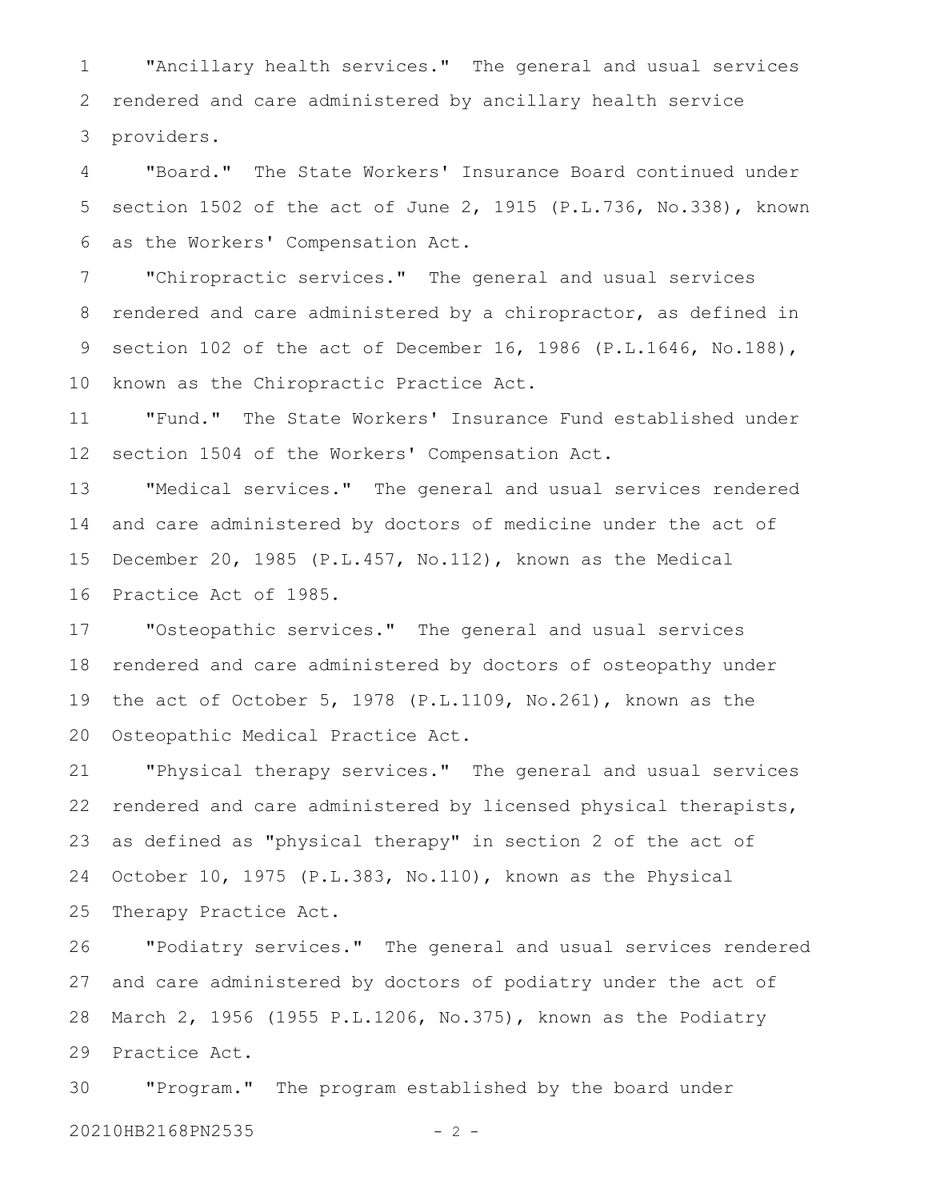"Ancillary health services." The general and usual services rendered and care administered by ancillary health service providers.

"Board." The State Workers' Insurance Board continued under section 1502 of the act of June 2, 1915 (P.L.736, No.338), known as the Workers' Compensation Act.

"Chiropractic services." The general and usual services rendered and care administered by a chiropractor, as defined in section 102 of the act of December 16, 1986 (P.L.1646, No.188), known as the Chiropractic Practice Act.

"Fund." The State Workers' Insurance Fund established under section 1504 of the Workers' Compensation Act.

"Medical services." The general and usual services rendered and care administered by doctors of medicine under the act of December 20, 1985 (P.L.457, No.112), known as the Medical Practice Act of 1985.

"Osteopathic services." The general and usual services rendered and care administered by doctors of osteopathy under the act of October 5, 1978 (P.L.1109, No.261), known as the Osteopathic Medical Practice Act.

"Physical therapy services." The general and usual services rendered and care administered by licensed physical therapists, as defined as "physical therapy" in section 2 of the act of October 10, 1975 (P.L.383, No.110), known as the Physical Therapy Practice Act.

"Podiatry services." The general and usual services rendered and care administered by doctors of podiatry under the act of March 2, 1956 (1955 P.L.1206, No.375), known as the Podiatry Practice Act.

"Program." The program established by the board under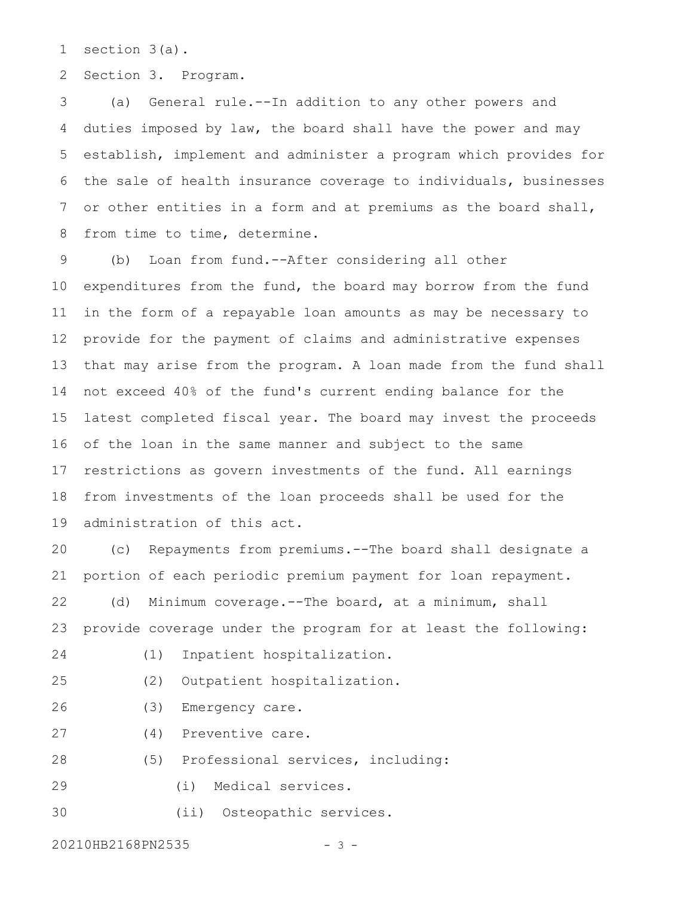section 3(a).

Section 3. Program.

(a) General rule.--In addition to any other powers and duties imposed by law, the board shall have the power and may establish, implement and administer a program which provides for the sale of health insurance coverage to individuals, businesses or other entities in a form and at premiums as the board shall, from time to time, determine.

(b) Loan from fund.--After considering all other expenditures from the fund, the board may borrow from the fund in the form of a repayable loan amounts as may be necessary to provide for the payment of claims and administrative expenses that may arise from the program. A loan made from the fund shall not exceed 40% of the fund's current ending balance for the latest completed fiscal year. The board may invest the proceeds of the loan in the same manner and subject to the same restrictions as govern investments of the fund. All earnings from investments of the loan proceeds shall be used for the administration of this act.

(c) Repayments from premiums.--The board shall designate a portion of each periodic premium payment for loan repayment.

(d) Minimum coverage.--The board, at a minimum, shall provide coverage under the program for at least the following:

(1) Inpatient hospitalization.

(2) Outpatient hospitalization.

(3) Emergency care.

(4) Preventive care.

(5) Professional services, including:

(i) Medical services.

(ii) Osteopathic services.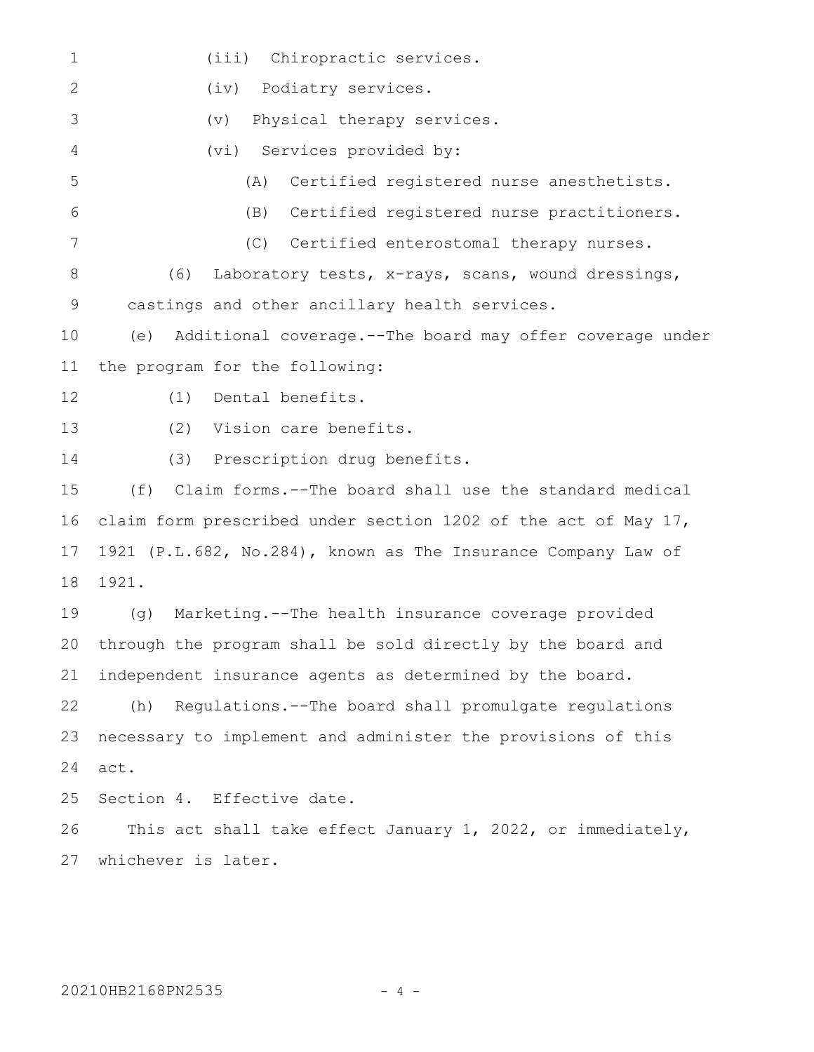(iii) Chiropractic services.

(iv) Podiatry services.

(v) Physical therapy services.

(vi) Services provided by:

(A) Certified registered nurse anesthetists.

(B) Certified registered nurse practitioners.

(C) Certified enterostomal therapy nurses.

(6) Laboratory tests, x-rays, scans, wound dressings, castings and other ancillary health services.

(e) Additional coverage.--The board may offer coverage under the program for the following:

(1) Dental benefits.

(2) Vision care benefits.

(3) Prescription drug benefits.

(f) Claim forms.--The board shall use the standard medical claim form prescribed under section 1202 of the act of May 17, 1921 (P.L.682, No.284), known as The Insurance Company Law of 1921.

(g) Marketing.--The health insurance coverage provided through the program shall be sold directly by the board and independent insurance agents as determined by the board.

(h) Regulations.--The board shall promulgate regulations necessary to implement and administer the provisions of this act.

Section 4. Effective date.

This act shall take effect January 1, 2022, or immediately, whichever is later.